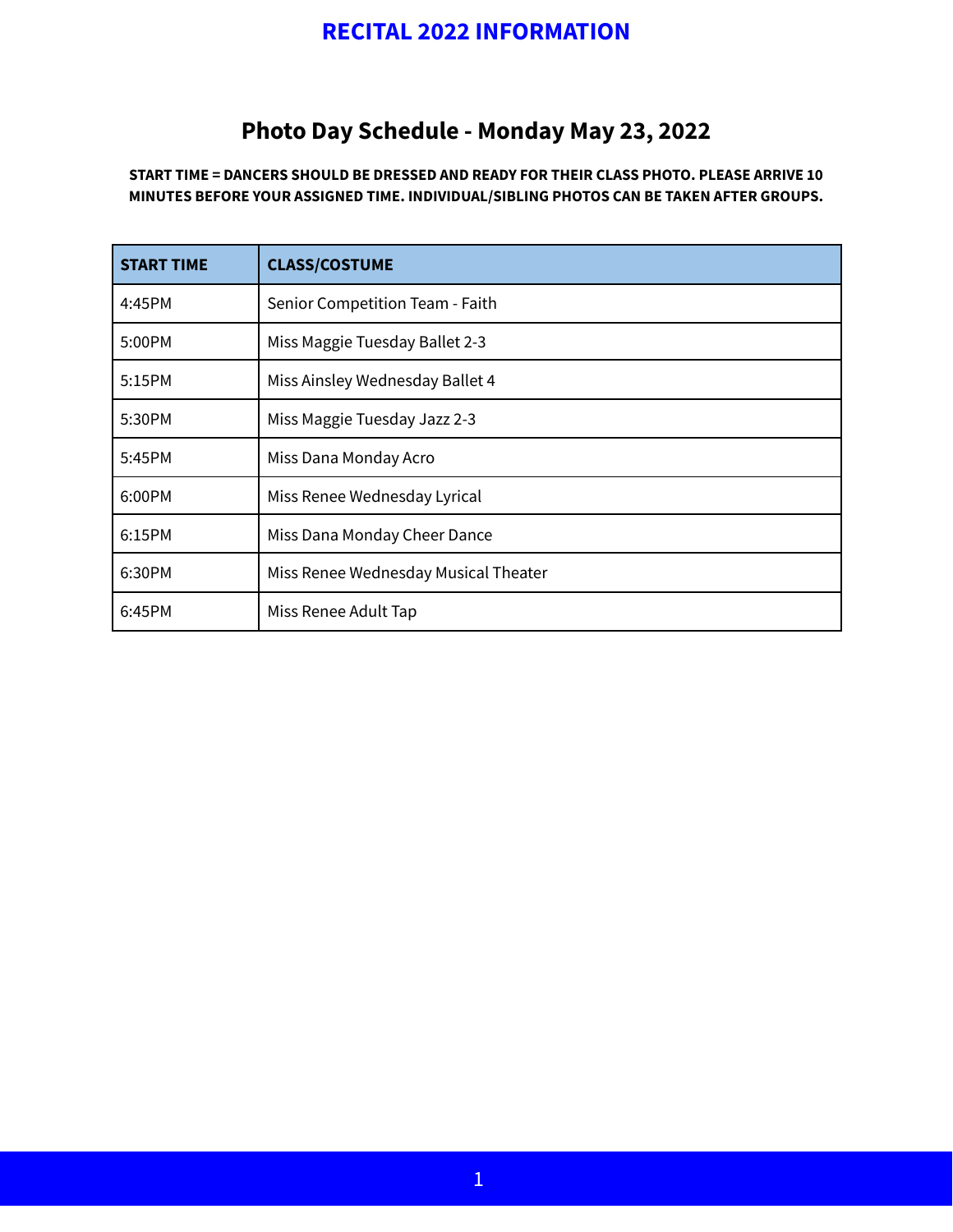# RECITAL 2022 INFORMATION

## Photo Day Schedule - Monday May 23, 2022

**START TIME = DANCERS SHOULD BE DRESSED AND READY FOR THEIR CLASS PHOTO. PLEASE ARRIVE 10 MINUTES BEFORE YOUR ASSIGNED TIME. INDIVIDUAL/SIBLING PHOTOS CAN BE TAKEN AFTER GROUPS.**

| START TIME | CLASS/COSTUME |
| --- | --- |
| 4:45PM | Senior Competition Team - Faith |
| 5:00PM | Miss Maggie Tuesday Ballet 2-3 |
| 5:15PM | Miss Ainsley Wednesday Ballet 4 |
| 5:30PM | Miss Maggie Tuesday Jazz 2-3 |
| 5:45PM | Miss Dana Monday Acro |
| 6:00PM | Miss Renee Wednesday Lyrical |
| 6:15PM | Miss Dana Monday Cheer Dance |
| 6:30PM | Miss Renee Wednesday Musical Theater |
| 6:45PM | Miss Renee Adult Tap |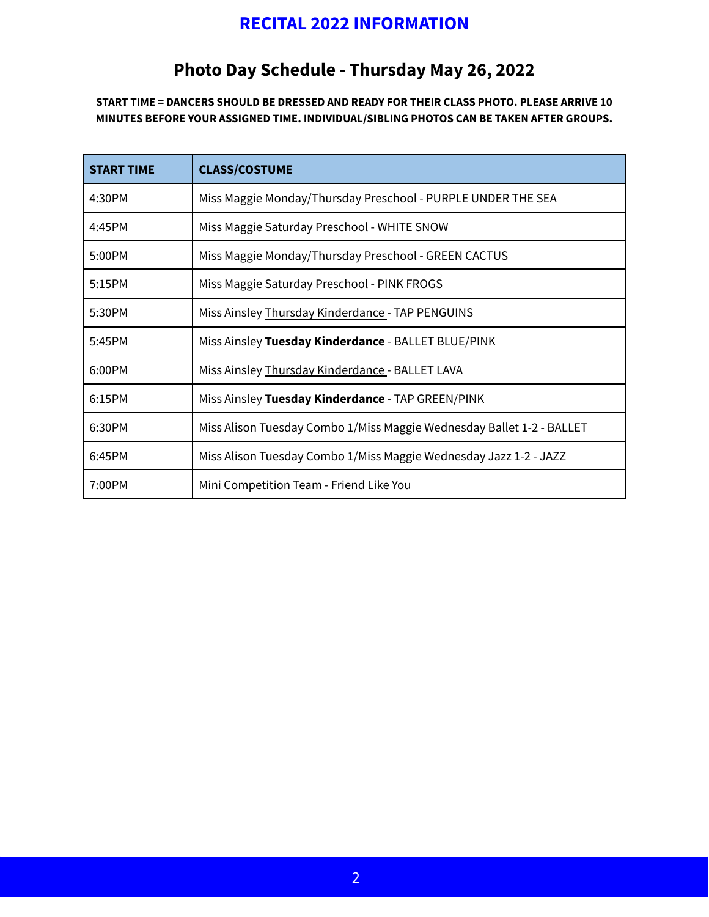## RECITAL 2022 INFORMATION

# Photo Day Schedule - Thursday May 26, 2022

**START TIME = DANCERS SHOULD BE DRESSED AND READY FOR THEIR CLASS PHOTO. PLEASE ARRIVE 10 MINUTES BEFORE YOUR ASSIGNED TIME. INDIVIDUAL/SIBLING PHOTOS CAN BE TAKEN AFTER GROUPS.**

| START TIME | CLASS/COSTUME |
|---|---|
| 4:30PM | Miss Maggie Monday/Thursday Preschool - PURPLE UNDER THE SEA |
| 4:45PM | Miss Maggie Saturday Preschool - WHITE SNOW |
| 5:00PM | Miss Maggie Monday/Thursday Preschool - GREEN CACTUS |
| 5:15PM | Miss Maggie Saturday Preschool - PINK FROGS |
| 5:30PM | Miss Ainsley Thursday Kinderdance - TAP PENGUINS |
| 5:45PM | Miss Ainsley **Tuesday Kinderdance** - BALLET BLUE/PINK |
| 6:00PM | Miss Ainsley Thursday Kinderdance - BALLET LAVA |
| 6:15PM | Miss Ainsley **Tuesday Kinderdance** - TAP GREEN/PINK |
| 6:30PM | Miss Alison Tuesday Combo 1/Miss Maggie Wednesday Ballet 1-2 - BALLET |
| 6:45PM | Miss Alison Tuesday Combo 1/Miss Maggie Wednesday Jazz 1-2 - JAZZ |
| 7:00PM | Mini Competition Team - Friend Like You |